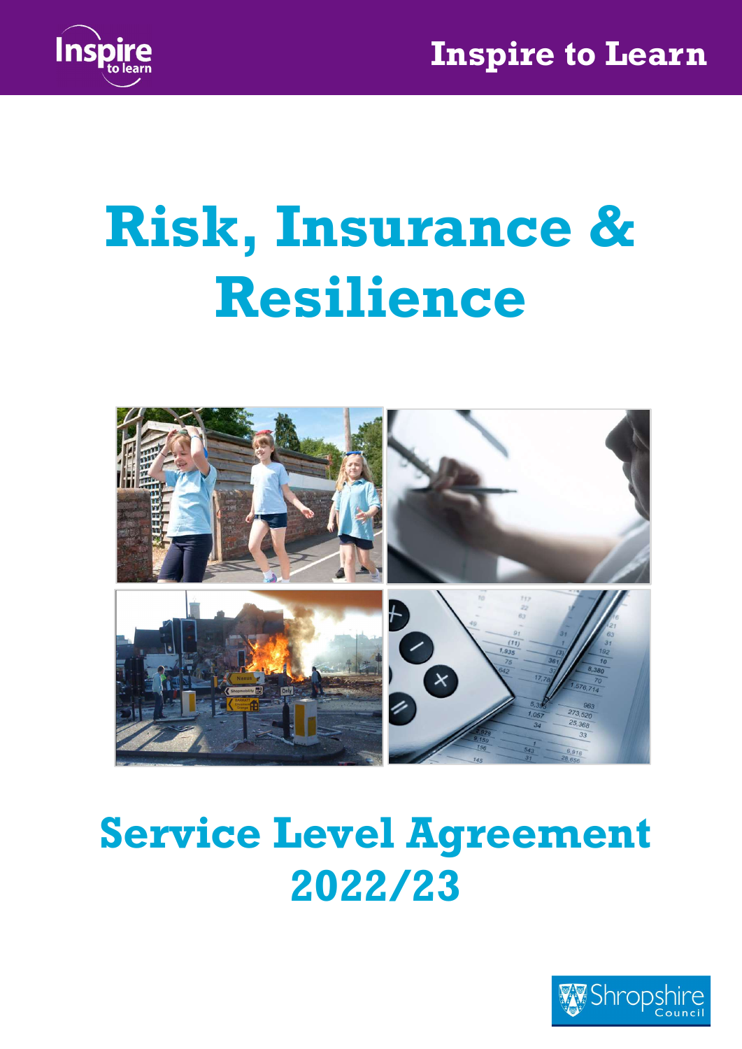Inspire to learn

Inspire to Learn

# Risk, Insurance & Resilience

# Service Level Agreement 2022/23

Shropshire Council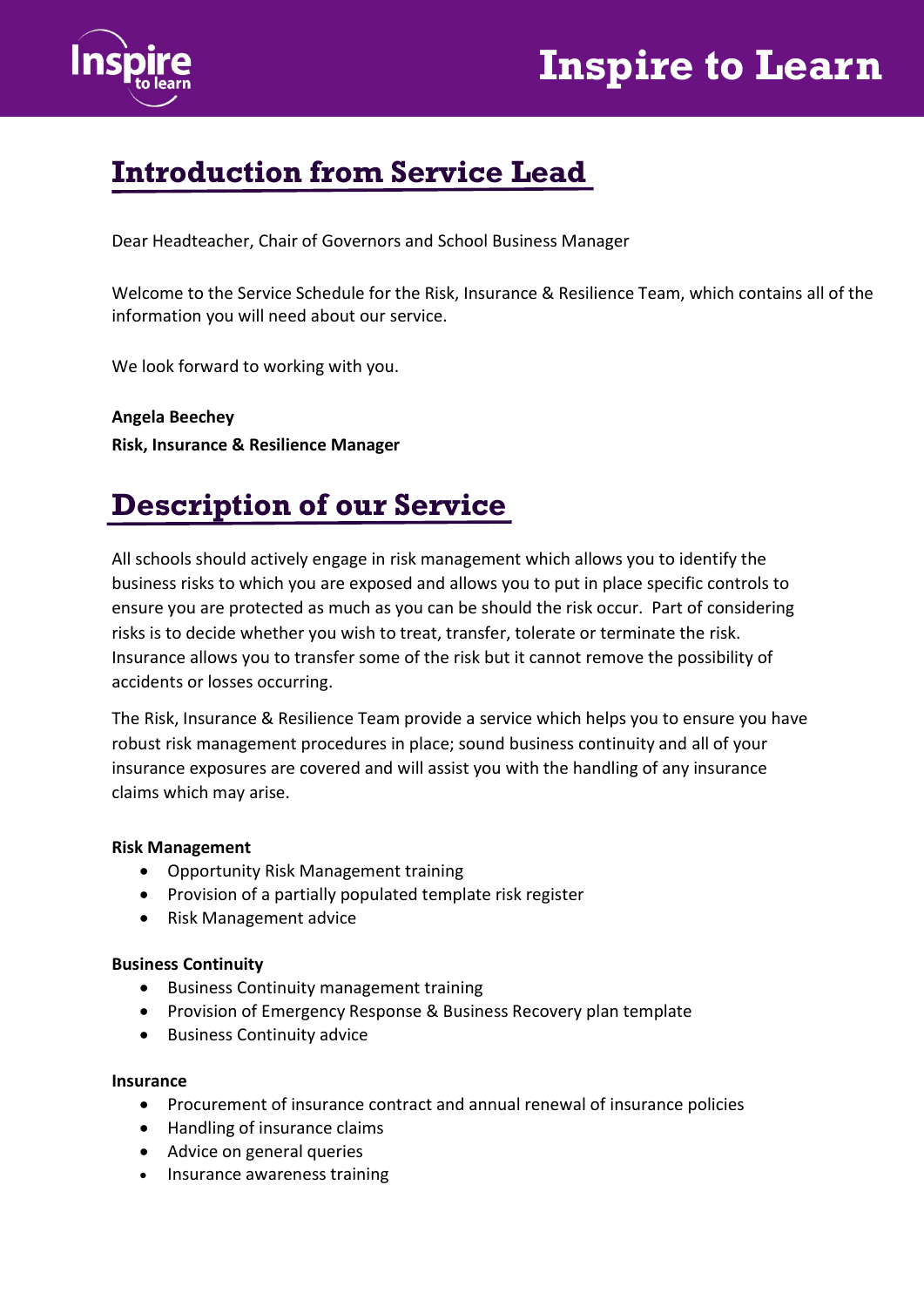## Introduction from Service Lead

Dear Headteacher, Chair of Governors and School Business Manager

Welcome to the Service Schedule for the Risk, Insurance & Resilience Team, which contains all of the information you will need about our service.

We look forward to working with you.

**Angela Beechey**
**Risk, Insurance & Resilience Manager**

## Description of our Service

All schools should actively engage in risk management which allows you to identify the business risks to which you are exposed and allows you to put in place specific controls to ensure you are protected as much as you can be should the risk occur. Part of considering risks is to decide whether you wish to treat, transfer, tolerate or terminate the risk. Insurance allows you to transfer some of the risk but it cannot remove the possibility of accidents or losses occurring.

The Risk, Insurance & Resilience Team provide a service which helps you to ensure you have robust risk management procedures in place; sound business continuity and all of your insurance exposures are covered and will assist you with the handling of any insurance claims which may arise.

**Risk Management**

- Opportunity Risk Management training
- Provision of a partially populated template risk register
- Risk Management advice

**Business Continuity**

- Business Continuity management training
- Provision of Emergency Response & Business Recovery plan template
- Business Continuity advice

**Insurance**

- Procurement of insurance contract and annual renewal of insurance policies
- Handling of insurance claims
- Advice on general queries
- Insurance awareness training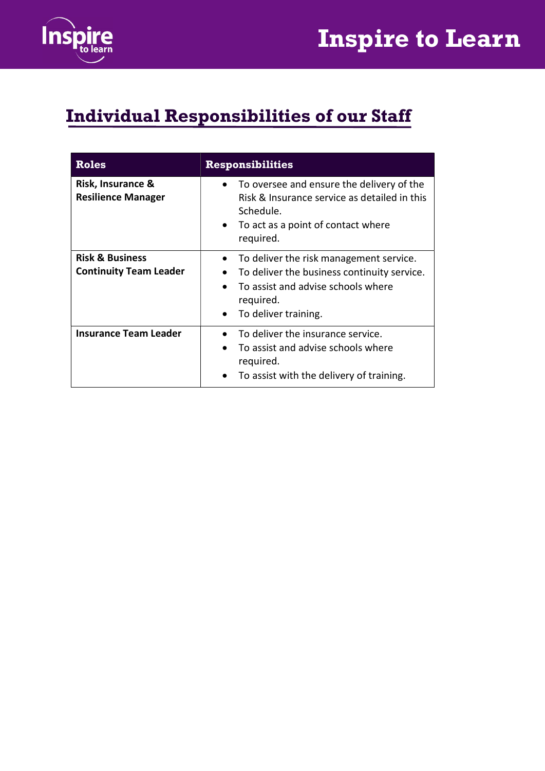## Individual Responsibilities of our Staff

| Roles | Responsibilities |
| --- | --- |
| **Risk, Insurance & Resilience Manager** | • To oversee and ensure the delivery of the Risk & Insurance service as detailed in this Schedule.<br>• To act as a point of contact where required. |
| **Risk & Business Continuity Team Leader** | • To deliver the risk management service.<br>• To deliver the business continuity service.<br>• To assist and advise schools where required.<br>• To deliver training. |
| **Insurance Team Leader** | • To deliver the insurance service.<br>• To assist and advise schools where required.<br>• To assist with the delivery of training. |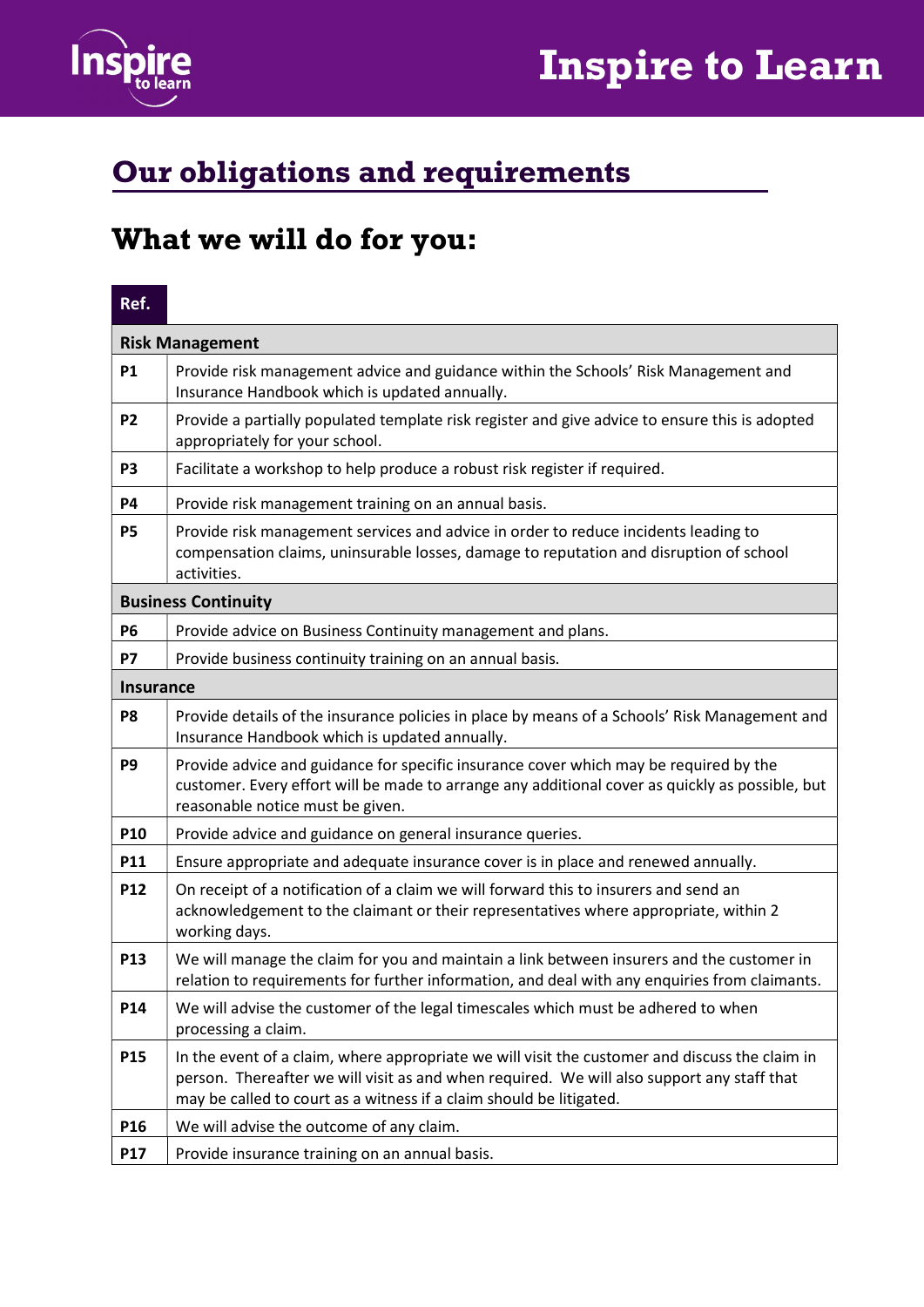## Our obligations and requirements

## What we will do for you:

| Ref. | |
|---|---|
| **Risk Management** | |
| **P1** | Provide risk management advice and guidance within the Schools' Risk Management and Insurance Handbook which is updated annually. |
| **P2** | Provide a partially populated template risk register and give advice to ensure this is adopted appropriately for your school. |
| **P3** | Facilitate a workshop to help produce a robust risk register if required. |
| **P4** | Provide risk management training on an annual basis. |
| **P5** | Provide risk management services and advice in order to reduce incidents leading to compensation claims, uninsurable losses, damage to reputation and disruption of school activities. |
| **Business Continuity** | |
| **P6** | Provide advice on Business Continuity management and plans. |
| **P7** | Provide business continuity training on an annual basis. |
| **Insurance** | |
| **P8** | Provide details of the insurance policies in place by means of a Schools' Risk Management and Insurance Handbook which is updated annually. |
| **P9** | Provide advice and guidance for specific insurance cover which may be required by the customer. Every effort will be made to arrange any additional cover as quickly as possible, but reasonable notice must be given. |
| **P10** | Provide advice and guidance on general insurance queries. |
| **P11** | Ensure appropriate and adequate insurance cover is in place and renewed annually. |
| **P12** | On receipt of a notification of a claim we will forward this to insurers and send an acknowledgement to the claimant or their representatives where appropriate, within 2 working days. |
| **P13** | We will manage the claim for you and maintain a link between insurers and the customer in relation to requirements for further information, and deal with any enquiries from claimants. |
| **P14** | We will advise the customer of the legal timescales which must be adhered to when processing a claim. |
| **P15** | In the event of a claim, where appropriate we will visit the customer and discuss the claim in person. Thereafter we will visit as and when required. We will also support any staff that may be called to court as a witness if a claim should be litigated. |
| **P16** | We will advise the outcome of any claim. |
| **P17** | Provide insurance training on an annual basis. |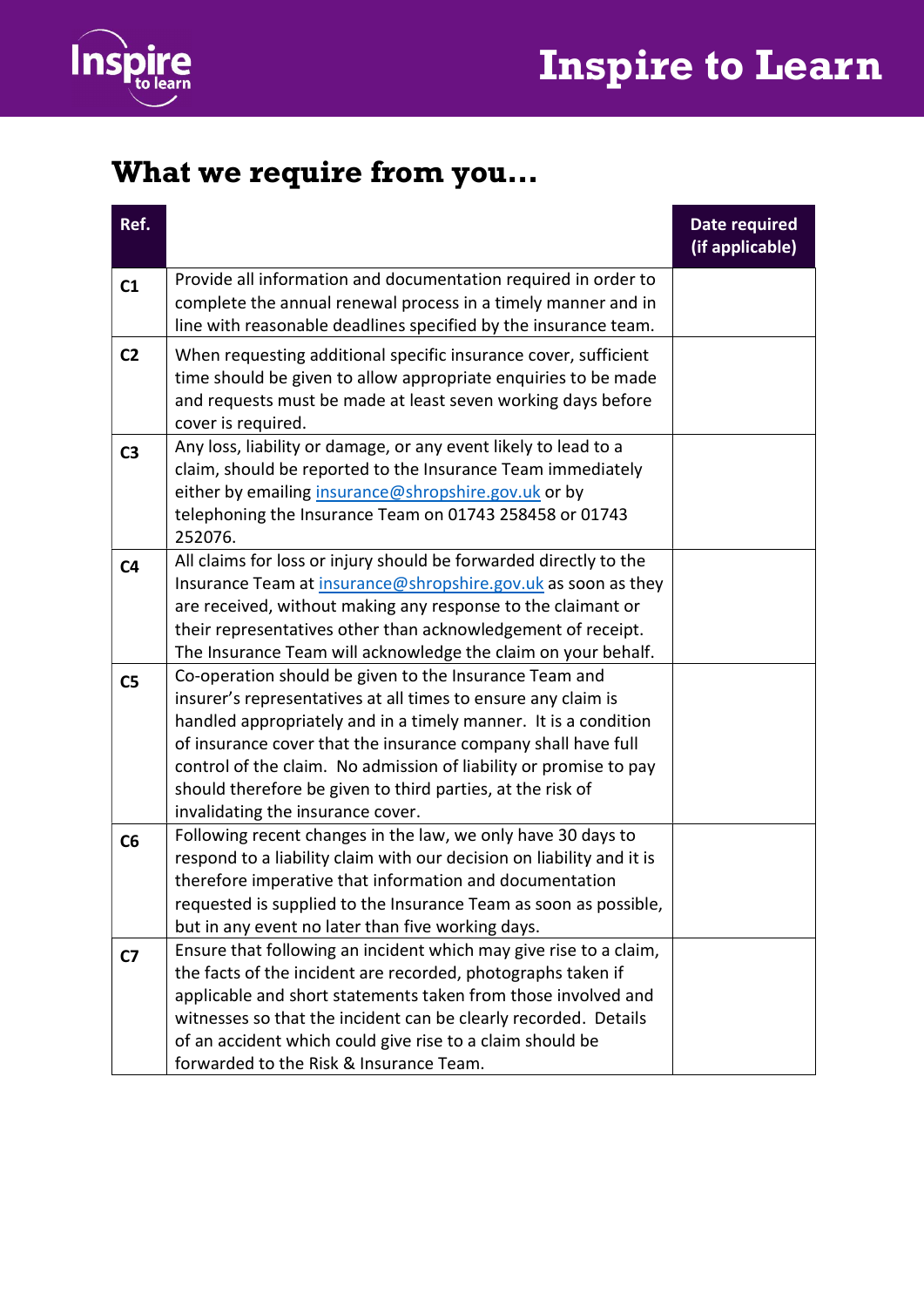## What we require from you…

| Ref. | | Date required (if applicable) |
|---|---|---|
| C1 | Provide all information and documentation required in order to complete the annual renewal process in a timely manner and in line with reasonable deadlines specified by the insurance team. | |
| C2 | When requesting additional specific insurance cover, sufficient time should be given to allow appropriate enquiries to be made and requests must be made at least seven working days before cover is required. | |
| C3 | Any loss, liability or damage, or any event likely to lead to a claim, should be reported to the Insurance Team immediately either by emailing insurance@shropshire.gov.uk or by telephoning the Insurance Team on 01743 258458 or 01743 252076. | |
| C4 | All claims for loss or injury should be forwarded directly to the Insurance Team at insurance@shropshire.gov.uk as soon as they are received, without making any response to the claimant or their representatives other than acknowledgement of receipt. The Insurance Team will acknowledge the claim on your behalf. | |
| C5 | Co-operation should be given to the Insurance Team and insurer's representatives at all times to ensure any claim is handled appropriately and in a timely manner. It is a condition of insurance cover that the insurance company shall have full control of the claim. No admission of liability or promise to pay should therefore be given to third parties, at the risk of invalidating the insurance cover. | |
| C6 | Following recent changes in the law, we only have 30 days to respond to a liability claim with our decision on liability and it is therefore imperative that information and documentation requested is supplied to the Insurance Team as soon as possible, but in any event no later than five working days. | |
| C7 | Ensure that following an incident which may give rise to a claim, the facts of the incident are recorded, photographs taken if applicable and short statements taken from those involved and witnesses so that the incident can be clearly recorded. Details of an accident which could give rise to a claim should be forwarded to the Risk & Insurance Team. | |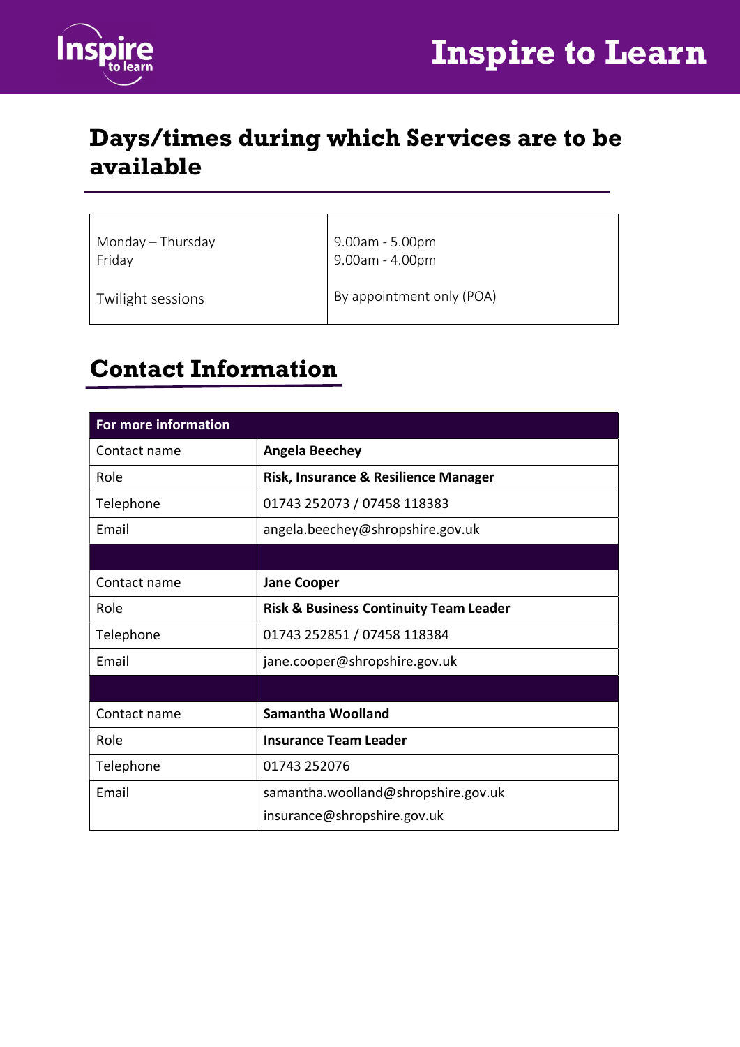## Days/times during which Services are to be available

| | |
|---|---|
| Monday – Thursday<br>Friday<br><br>Twilight sessions | 9.00am - 5.00pm<br>9.00am - 4.00pm<br><br>By appointment only (POA) |

## Contact Information

| For more information | |
|---|---|
| Contact name | **Angela Beechey** |
| Role | **Risk, Insurance & Resilience Manager** |
| Telephone | 01743 252073 / 07458 118383 |
| Email | angela.beechey@shropshire.gov.uk |
| | |
| Contact name | **Jane Cooper** |
| Role | **Risk & Business Continuity Team Leader** |
| Telephone | 01743 252851 / 07458 118384 |
| Email | jane.cooper@shropshire.gov.uk |
| | |
| Contact name | **Samantha Woolland** |
| Role | **Insurance Team Leader** |
| Telephone | 01743 252076 |
| Email | samantha.woolland@shropshire.gov.uk<br>insurance@shropshire.gov.uk |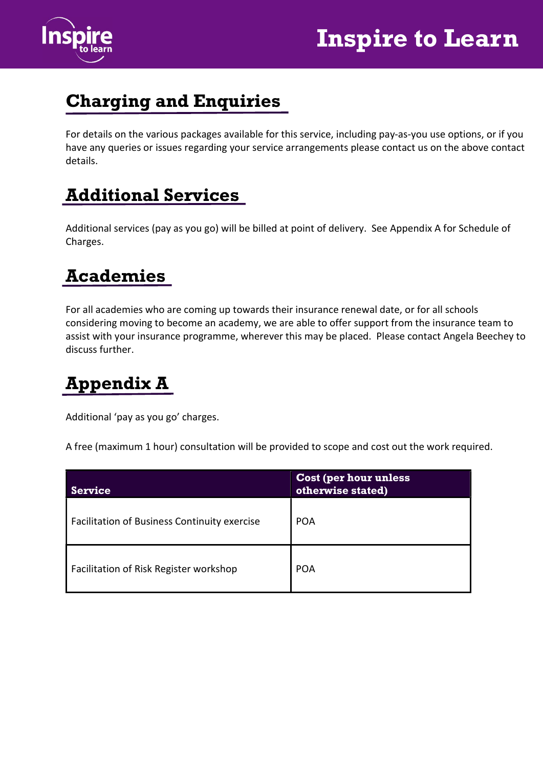## Charging and Enquiries

For details on the various packages available for this service, including pay-as-you use options, or if you have any queries or issues regarding your service arrangements please contact us on the above contact details.

## Additional Services

Additional services (pay as you go) will be billed at point of delivery. See Appendix A for Schedule of Charges.

## Academies

For all academies who are coming up towards their insurance renewal date, or for all schools considering moving to become an academy, we are able to offer support from the insurance team to assist with your insurance programme, wherever this may be placed. Please contact Angela Beechey to discuss further.

## Appendix A

Additional 'pay as you go' charges.

A free (maximum 1 hour) consultation will be provided to scope and cost out the work required.

| Service | Cost (per hour unless otherwise stated) |
|---|---|
| Facilitation of Business Continuity exercise | POA |
| Facilitation of Risk Register workshop | POA |